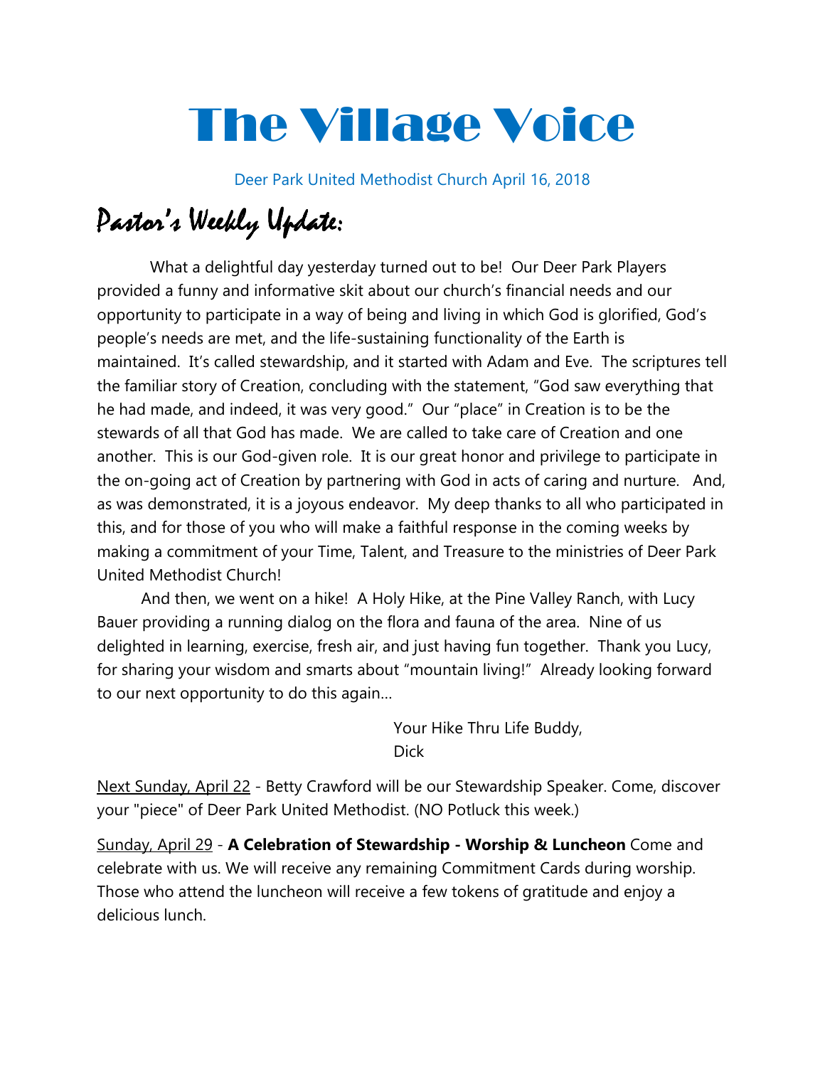# The Village Voice

Deer Park United Methodist Church April 16, 2018

## Pastor's Weekly Update:

What a delightful day yesterday turned out to be! Our Deer Park Players provided a funny and informative skit about our church's financial needs and our opportunity to participate in a way of being and living in which God is glorified, God's people's needs are met, and the life-sustaining functionality of the Earth is maintained. It's called stewardship, and it started with Adam and Eve. The scriptures tell the familiar story of Creation, concluding with the statement, "God saw everything that he had made, and indeed, it was very good." Our "place" in Creation is to be the stewards of all that God has made. We are called to take care of Creation and one another. This is our God-given role. It is our great honor and privilege to participate in the on-going act of Creation by partnering with God in acts of caring and nurture. And, as was demonstrated, it is a joyous endeavor. My deep thanks to all who participated in this, and for those of you who will make a faithful response in the coming weeks by making a commitment of your Time, Talent, and Treasure to the ministries of Deer Park United Methodist Church!

And then, we went on a hike! A Holy Hike, at the Pine Valley Ranch, with Lucy Bauer providing a running dialog on the flora and fauna of the area. Nine of us delighted in learning, exercise, fresh air, and just having fun together. Thank you Lucy, for sharing your wisdom and smarts about "mountain living!" Already looking forward to our next opportunity to do this again…

Your Hike Thru Life Buddy,
Dick

Next Sunday, April 22 - Betty Crawford will be our Stewardship Speaker. Come, discover your "piece" of Deer Park United Methodist. (NO Potluck this week.)

Sunday, April 29 - **A Celebration of Stewardship - Worship & Luncheon** Come and celebrate with us. We will receive any remaining Commitment Cards during worship. Those who attend the luncheon will receive a few tokens of gratitude and enjoy a delicious lunch.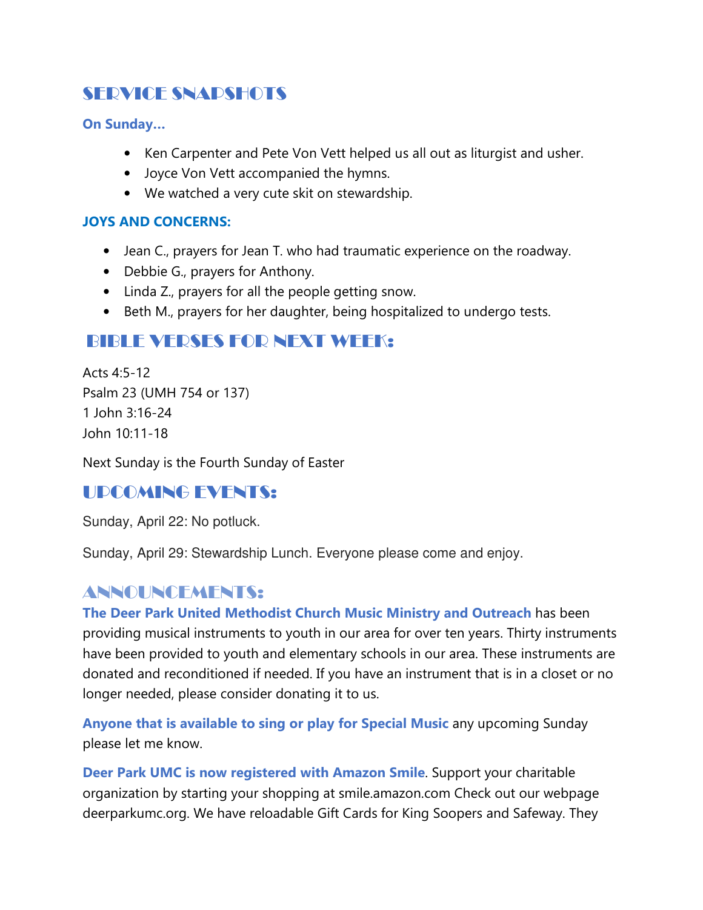## SERVICE SNAPSHOTS

### On Sunday…

- Ken Carpenter and Pete Von Vett helped us all out as liturgist and usher.
- Joyce Von Vett accompanied the hymns.
- We watched a very cute skit on stewardship.

### JOYS AND CONCERNS:

- Jean C., prayers for Jean T. who had traumatic experience on the roadway.
- Debbie G., prayers for Anthony.
- Linda Z., prayers for all the people getting snow.
- Beth M., prayers for her daughter, being hospitalized to undergo tests.

## BIBLE VERSES FOR NEXT WEEK:

Acts 4:5-12
Psalm 23 (UMH 754 or 137)
1 John 3:16-24
John 10:11-18

Next Sunday is the Fourth Sunday of Easter

## UPCOMING EVENTS:

Sunday, April 22: No potluck.

Sunday, April 29: Stewardship Lunch. Everyone please come and enjoy.

## ANNOUNCEMENTS:

**The Deer Park United Methodist Church Music Ministry and Outreach** has been providing musical instruments to youth in our area for over ten years. Thirty instruments have been provided to youth and elementary schools in our area. These instruments are donated and reconditioned if needed. If you have an instrument that is in a closet or no longer needed, please consider donating it to us.

**Anyone that is available to sing or play for Special Music** any upcoming Sunday please let me know.

**Deer Park UMC is now registered with Amazon Smile**. Support your charitable organization by starting your shopping at smile.amazon.com Check out our webpage deerparkumc.org. We have reloadable Gift Cards for King Soopers and Safeway. They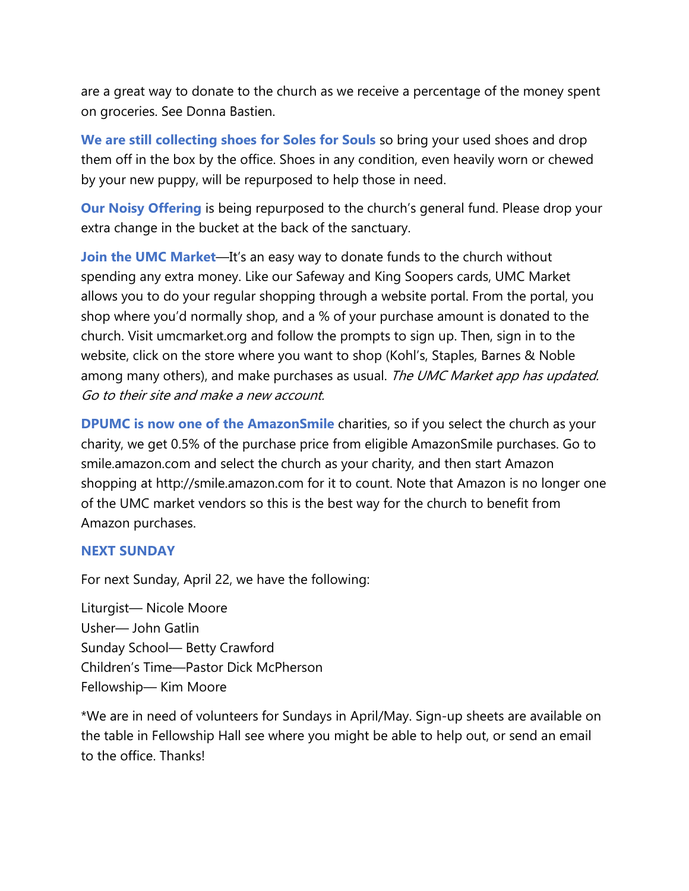are a great way to donate to the church as we receive a percentage of the money spent on groceries. See Donna Bastien.

**We are still collecting shoes for Soles for Souls** so bring your used shoes and drop them off in the box by the office. Shoes in any condition, even heavily worn or chewed by your new puppy, will be repurposed to help those in need.

**Our Noisy Offering** is being repurposed to the church's general fund. Please drop your extra change in the bucket at the back of the sanctuary.

**Join the UMC Market**—It's an easy way to donate funds to the church without spending any extra money. Like our Safeway and King Soopers cards, UMC Market allows you to do your regular shopping through a website portal. From the portal, you shop where you'd normally shop, and a % of your purchase amount is donated to the church. Visit umcmarket.org and follow the prompts to sign up. Then, sign in to the website, click on the store where you want to shop (Kohl's, Staples, Barnes & Noble among many others), and make purchases as usual. *The UMC Market app has updated. Go to their site and make a new account.*

**DPUMC is now one of the AmazonSmile** charities, so if you select the church as your charity, we get 0.5% of the purchase price from eligible AmazonSmile purchases. Go to smile.amazon.com and select the church as your charity, and then start Amazon shopping at http://smile.amazon.com for it to count. Note that Amazon is no longer one of the UMC market vendors so this is the best way for the church to benefit from Amazon purchases.

### NEXT SUNDAY

For next Sunday, April 22, we have the following:

Liturgist— Nicole Moore
Usher— John Gatlin
Sunday School— Betty Crawford
Children's Time—Pastor Dick McPherson
Fellowship— Kim Moore

*We are in need of volunteers for Sundays in April/May. Sign-up sheets are available on the table in Fellowship Hall see where you might be able to help out, or send an email to the office. Thanks!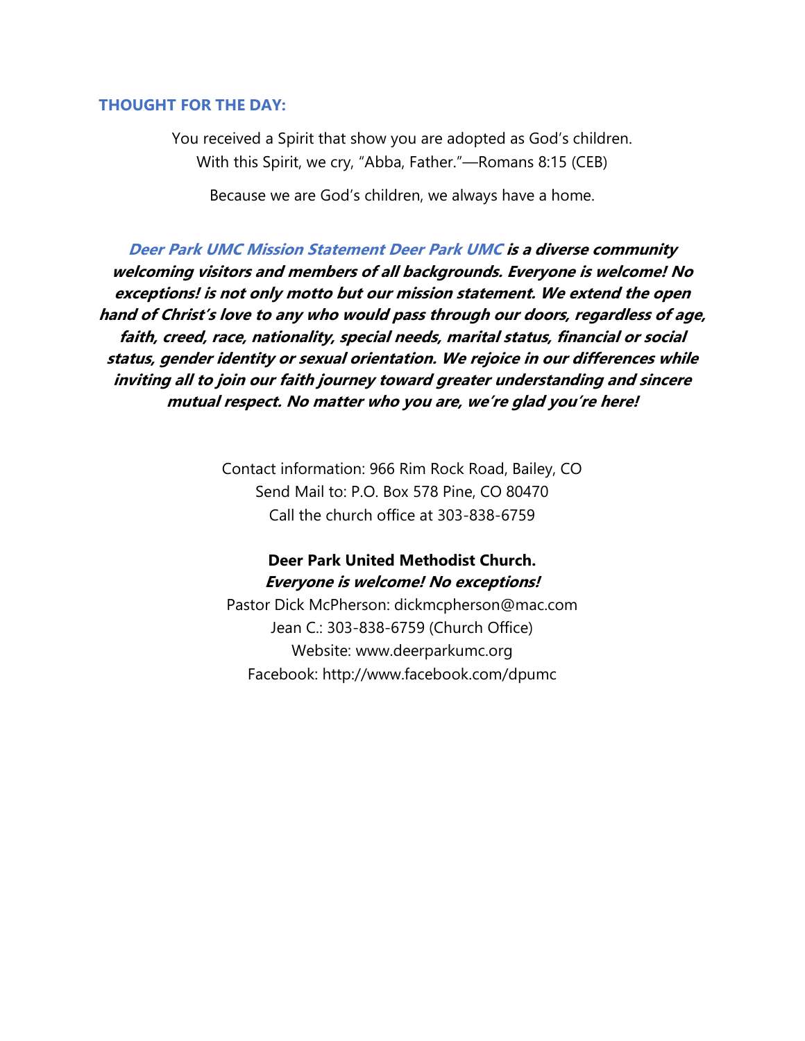### THOUGHT FOR THE DAY:

You received a Spirit that show you are adopted as God's children.
With this Spirit, we cry, "Abba, Father."—Romans 8:15 (CEB)

Because we are God's children, we always have a home.

***Deer Park UMC Mission Statement Deer Park UMC is a diverse community welcoming visitors and members of all backgrounds. Everyone is welcome! No exceptions! is not only motto but our mission statement. We extend the open hand of Christ's love to any who would pass through our doors, regardless of age, faith, creed, race, nationality, special needs, marital status, financial or social status, gender identity or sexual orientation. We rejoice in our differences while inviting all to join our faith journey toward greater understanding and sincere mutual respect. No matter who you are, we're glad you're here!***

Contact information: 966 Rim Rock Road, Bailey, CO
Send Mail to: P.O. Box 578 Pine, CO 80470
Call the church office at 303-838-6759

**Deer Park United Methodist Church.**
***Everyone is welcome! No exceptions!***
Pastor Dick McPherson: dickmcpherson@mac.com
Jean C.: 303-838-6759 (Church Office)
Website: www.deerparkumc.org
Facebook: http://www.facebook.com/dpumc